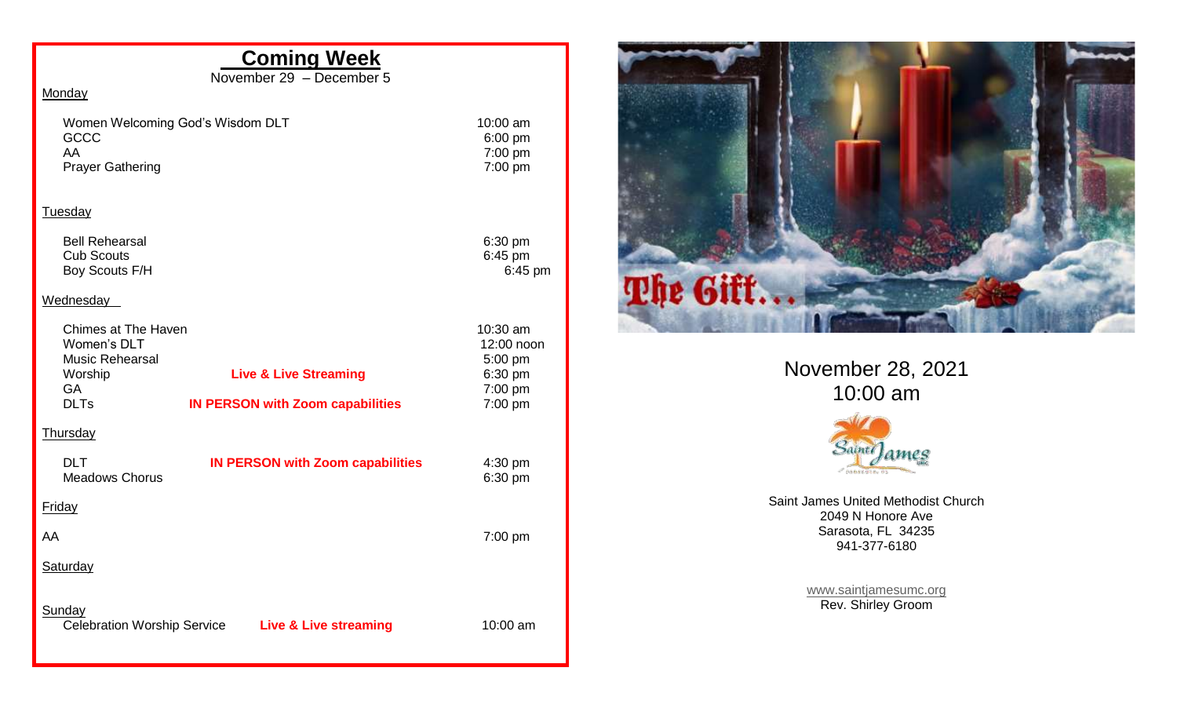# Coming Week

November 29 – December 5

Monday

| | | |
|---|---|---|
| Women Welcoming God's Wisdom DLT | | 10:00 am |
| GCCC | | 6:00 pm |
| AA | | 7:00 pm |
| Prayer Gathering | | 7:00 pm |

Tuesday

| | | |
|---|---|---|
| Bell Rehearsal | | 6:30 pm |
| Cub Scouts | | 6:45 pm |
| Boy Scouts F/H | | 6:45 pm |

Wednesday

| | | |
|---|---|---|
| Chimes at The Haven | | 10:30 am |
| Women's DLT | | 12:00 noon |
| Music Rehearsal | | 5:00 pm |
| Worship | **Live & Live Streaming** | 6:30 pm |
| GA | | 7:00 pm |
| DLTs | **IN PERSON with Zoom capabilities** | 7:00 pm |

Thursday

| | | |
|---|---|---|
| DLT | **IN PERSON with Zoom capabilities** | 4:30 pm |
| Meadows Chorus | | 6:30 pm |

Friday

| | | |
|---|---|---|
| AA | | 7:00 pm |

Saturday

Sunday

| | | |
|---|---|---|
| Celebration Worship Service | **Live & Live streaming** | 10:00 am |

The Gift...

November 28, 2021
10:00 am

Saint James UMC

Saint James United Methodist Church
2049 N Honore Ave
Sarasota, FL 34235
941-377-6180

www.saintjamesumc.org
Rev. Shirley Groom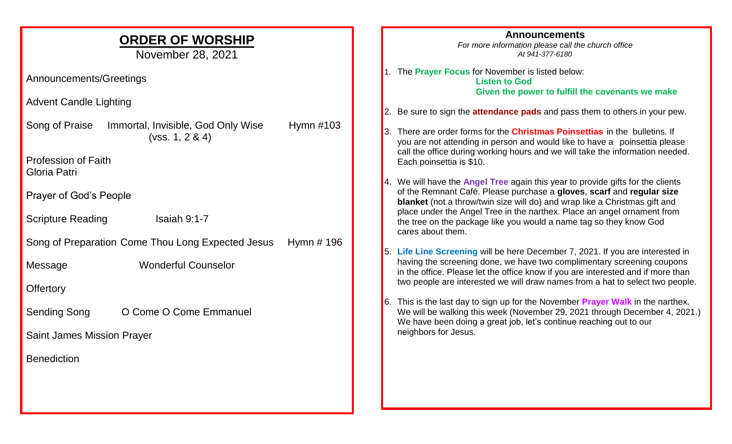# ORDER OF WORSHIP

November 28, 2021

Announcements/Greetings

Advent Candle Lighting

Song of Praise — Immortal, Invisible, God Only Wise (vss. 1, 2 & 4) — Hymn #103

Profession of Faith
Gloria Patri

Prayer of God's People

Scripture Reading — Isaiah 9:1-7

Song of Preparation — Come Thou Long Expected Jesus — Hymn # 196

Message — Wonderful Counselor

Offertory

Sending Song — O Come O Come Emmanuel

Saint James Mission Prayer

Benediction

## Announcements

*For more information please call the church office*
*At 941-377-6180*

1. The **Prayer Focus** for November is listed below:
   **Listen to God**
   **Given the power to fulfill the covenants we make**
2. Be sure to sign the **attendance pads** and pass them to others in your pew.
3. There are order forms for the **Christmas Poinsettias** in the bulletins. If you are not attending in person and would like to have a poinsettia please call the office during working hours and we will take the information needed. Each poinsettia is $10.
4. We will have the **Angel Tree** again this year to provide gifts for the clients of the Remnant Café. Please purchase a **gloves**, **scarf** and **regular size blanket** (not a throw/twin size will do) and wrap like a Christmas gift and place under the Angel Tree in the narthex. Place an angel ornament from the tree on the package like you would a name tag so they know God cares about them.
5. **Life Line Screening** will be here December 7, 2021. If you are interested in having the screening done, we have two complimentary screening coupons in the office. Please let the office know if you are interested and if more than two people are interested we will draw names from a hat to select two people.
6. This is the last day to sign up for the November **Prayer Walk** in the narthex. We will be walking this week (November 29, 2021 through December 4, 2021.) We have been doing a great job, let's continue reaching out to our neighbors for Jesus.